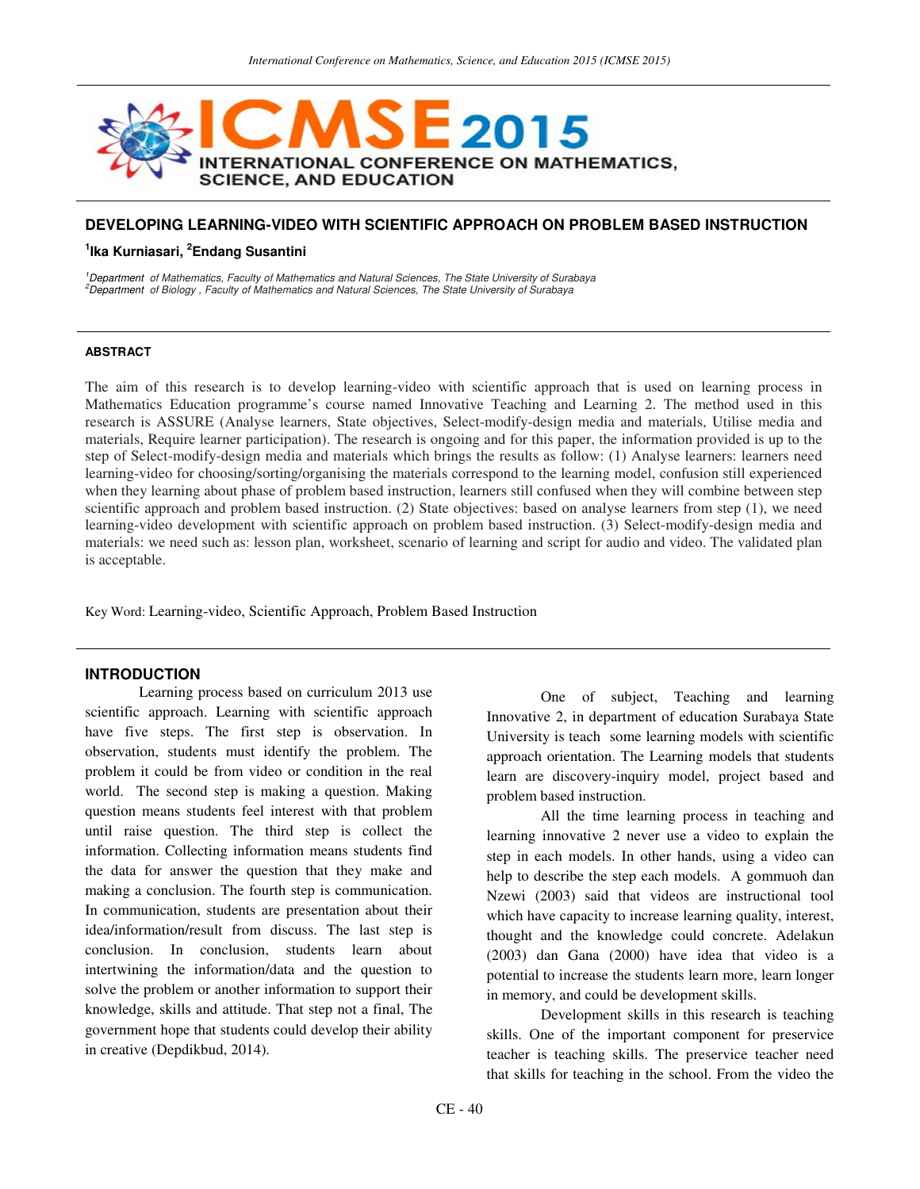# DEVELOPING LEARNING-VIDEO WITH SCIENTIFIC APPROACH ON PROBLEM BASED INSTRUCTION

**[1]Ika Kurniasari, [2]Endang Susantini**

*[1]Department of Mathematics, Faculty of Mathematics and Natural Sciences, The State University of Surabaya*
*[2]Department of Biology, Faculty of Mathematics and Natural Sciences, The State University of Surabaya*

## ABSTRACT

The aim of this research is to develop learning-video with scientific approach that is used on learning process in Mathematics Education programme's course named Innovative Teaching and Learning 2. The method used in this research is ASSURE (Analyse learners, State objectives, Select-modify-design media and materials, Utilise media and materials, Require learner participation). The research is ongoing and for this paper, the information provided is up to the step of Select-modify-design media and materials which brings the results as follow: (1) Analyse learners: learners need learning-video for choosing/sorting/organising the materials correspond to the learning model, confusion still experienced when they learning about phase of problem based instruction, learners still confused when they will combine between step scientific approach and problem based instruction. (2) State objectives: based on analyse learners from step (1), we need learning-video development with scientific approach on problem based instruction. (3) Select-modify-design media and materials: we need such as: lesson plan, worksheet, scenario of learning and script for audio and video. The validated plan is acceptable.

Key Word: Learning-video, Scientific Approach, Problem Based Instruction

## INTRODUCTION

Learning process based on curriculum 2013 use scientific approach. Learning with scientific approach have five steps. The first step is observation. In observation, students must identify the problem. The problem it could be from video or condition in the real world. The second step is making a question. Making question means students feel interest with that problem until raise question. The third step is collect the information. Collecting information means students find the data for answer the question that they make and making a conclusion. The fourth step is communication. In communication, students are presentation about their idea/information/result from discuss. The last step is conclusion. In conclusion, students learn about intertwining the information/data and the question to solve the problem or another information to support their knowledge, skills and attitude. That step not a final, The government hope that students could develop their ability in creative (Depdikbud, 2014).

One of subject, Teaching and learning Innovative 2, in department of education Surabaya State University is teach some learning models with scientific approach orientation. The Learning models that students learn are discovery-inquiry model, project based and problem based instruction.

All the time learning process in teaching and learning innovative 2 never use a video to explain the step in each models. In other hands, using a video can help to describe the step each models. A gommuoh dan Nzewi (2003) said that videos are instructional tool which have capacity to increase learning quality, interest, thought and the knowledge could concrete. Adelakun (2003) dan Gana (2000) have idea that video is a potential to increase the students learn more, learn longer in memory, and could be development skills.

Development skills in this research is teaching skills. One of the important component for preservice teacher is teaching skills. The preservice teacher need that skills for teaching in the school. From the video the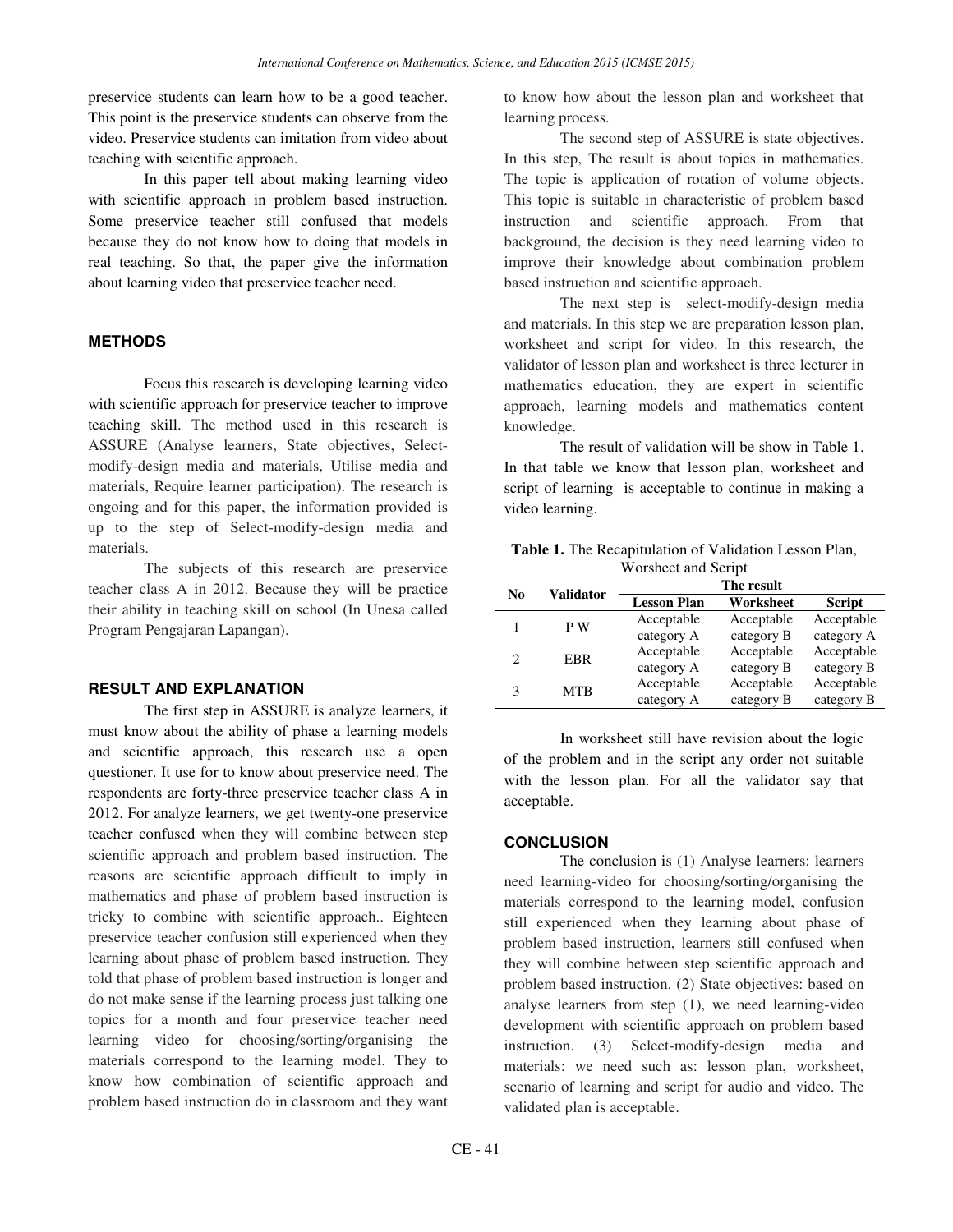preservice students can learn how to be a good teacher. This point is the preservice students can observe from the video. Preservice students can imitation from video about teaching with scientific approach.

In this paper tell about making learning video with scientific approach in problem based instruction. Some preservice teacher still confused that models because they do not know how to doing that models in real teaching. So that, the paper give the information about learning video that preservice teacher need.

## METHODS

Focus this research is developing learning video with scientific approach for preservice teacher to improve teaching skill. The method used in this research is ASSURE (Analyse learners, State objectives, Select-modify-design media and materials, Utilise media and materials, Require learner participation). The research is ongoing and for this paper, the information provided is up to the step of Select-modify-design media and materials.

The subjects of this research are preservice teacher class A in 2012. Because they will be practice their ability in teaching skill on school (In Unesa called Program Pengajaran Lapangan).

## RESULT AND EXPLANATION

The first step in ASSURE is analyze learners, it must know about the ability of phase a learning models and scientific approach, this research use a open questioner. It use for to know about preservice need. The respondents are forty-three preservice teacher class A in 2012. For analyze learners, we get twenty-one preservice teacher confused when they will combine between step scientific approach and problem based instruction. The reasons are scientific approach difficult to imply in mathematics and phase of problem based instruction is tricky to combine with scientific approach.. Eighteen preservice teacher confusion still experienced when they learning about phase of problem based instruction. They told that phase of problem based instruction is longer and do not make sense if the learning process just talking one topics for a month and four preservice teacher need learning video for choosing/sorting/organising the materials correspond to the learning model. They to know how combination of scientific approach and problem based instruction do in classroom and they want to know how about the lesson plan and worksheet that learning process.

The second step of ASSURE is state objectives. In this step, The result is about topics in mathematics. The topic is application of rotation of volume objects. This topic is suitable in characteristic of problem based instruction and scientific approach. From that background, the decision is they need learning video to improve their knowledge about combination problem based instruction and scientific approach.

The next step is select-modify-design media and materials. In this step we are preparation lesson plan, worksheet and script for video. In this research, the validator of lesson plan and worksheet is three lecturer in mathematics education, they are expert in scientific approach, learning models and mathematics content knowledge.

The result of validation will be show in Table 1. In that table we know that lesson plan, worksheet and script of learning is acceptable to continue in making a video learning.

**Table 1.** The Recapitulation of Validation Lesson Plan, Worsheet and Script

| No | Validator | The result | | |
|---|---|---|---|---|
| | | **Lesson Plan** | **Worksheet** | **Script** |
| 1 | P W | Acceptable category A | Acceptable category B | Acceptable category A |
| 2 | EBR | Acceptable category A | Acceptable category B | Acceptable category B |
| 3 | MTB | Acceptable category A | Acceptable category B | Acceptable category B |

In worksheet still have revision about the logic of the problem and in the script any order not suitable with the lesson plan. For all the validator say that acceptable.

## CONCLUSION

The conclusion is (1) Analyse learners: learners need learning-video for choosing/sorting/organising the materials correspond to the learning model, confusion still experienced when they learning about phase of problem based instruction, learners still confused when they will combine between step scientific approach and problem based instruction. (2) State objectives: based on analyse learners from step (1), we need learning-video development with scientific approach on problem based instruction. (3) Select-modify-design media and materials: we need such as: lesson plan, worksheet, scenario of learning and script for audio and video. The validated plan is acceptable.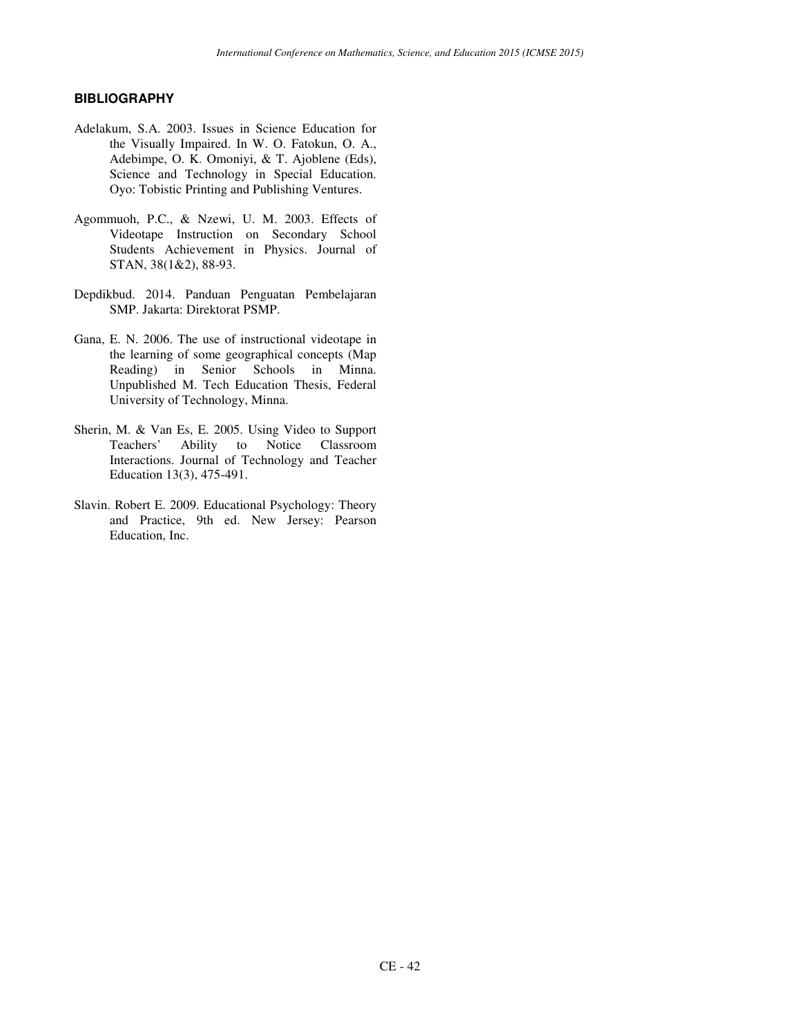## BIBLIOGRAPHY

Adelakum, S.A. 2003. Issues in Science Education for the Visually Impaired. In W. O. Fatokun, O. A., Adebimpe, O. K. Omoniyi, & T. Ajoblene (Eds), Science and Technology in Special Education. Oyo: Tobistic Printing and Publishing Ventures.

Agommuoh, P.C., & Nzewi, U. M. 2003. Effects of Videotape Instruction on Secondary School Students Achievement in Physics. Journal of STAN, 38(1&2), 88-93.

Depdikbud. 2014. Panduan Penguatan Pembelajaran SMP. Jakarta: Direktorat PSMP.

Gana, E. N. 2006. The use of instructional videotape in the learning of some geographical concepts (Map Reading) in Senior Schools in Minna. Unpublished M. Tech Education Thesis, Federal University of Technology, Minna.

Sherin, M. & Van Es, E. 2005. Using Video to Support Teachers' Ability to Notice Classroom Interactions. Journal of Technology and Teacher Education 13(3), 475-491.

Slavin. Robert E. 2009. Educational Psychology: Theory and Practice, 9th ed. New Jersey: Pearson Education, Inc.